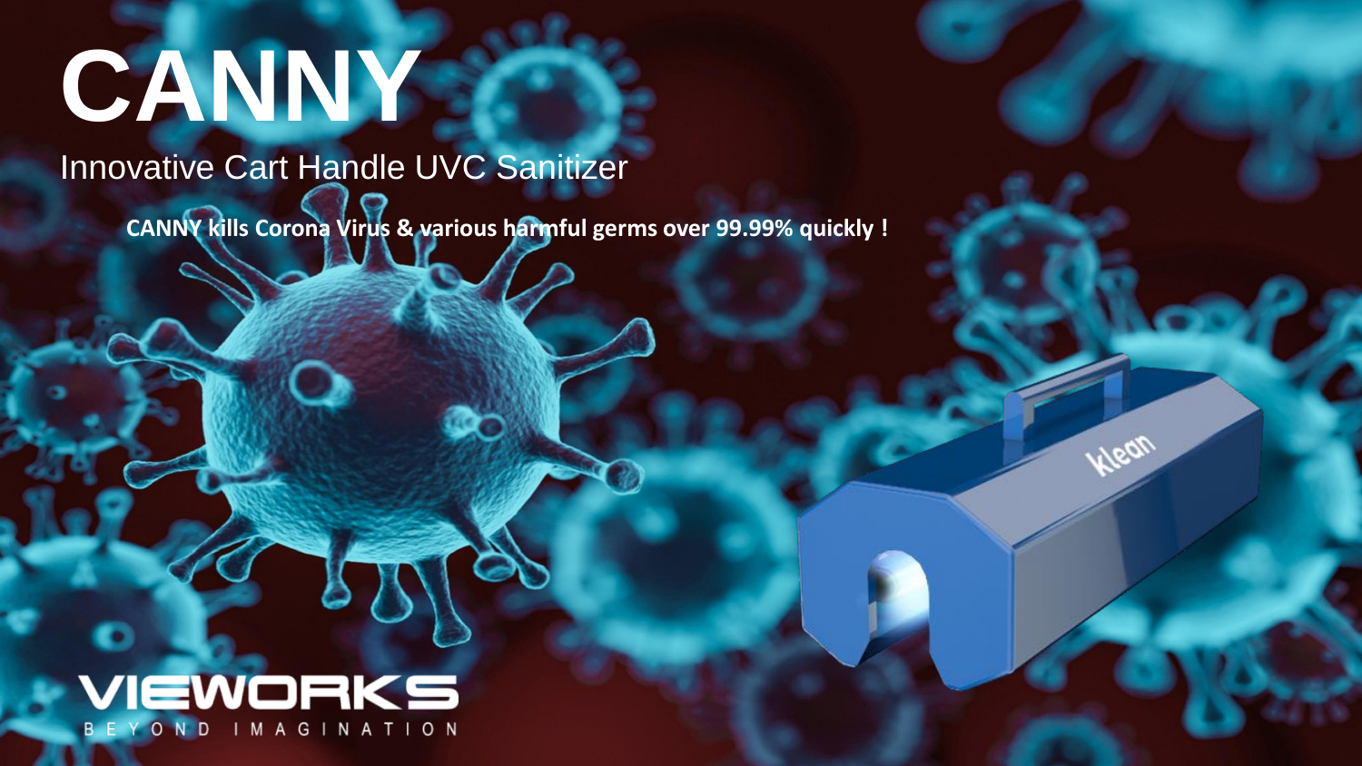# CANNY

## Innovative Cart Handle UVC Sanitizer

**CANNY kills Corona Virus & various harmful germs over 99.99% quickly !**

klean

VIEWORKS

BEYOND IMAGINATION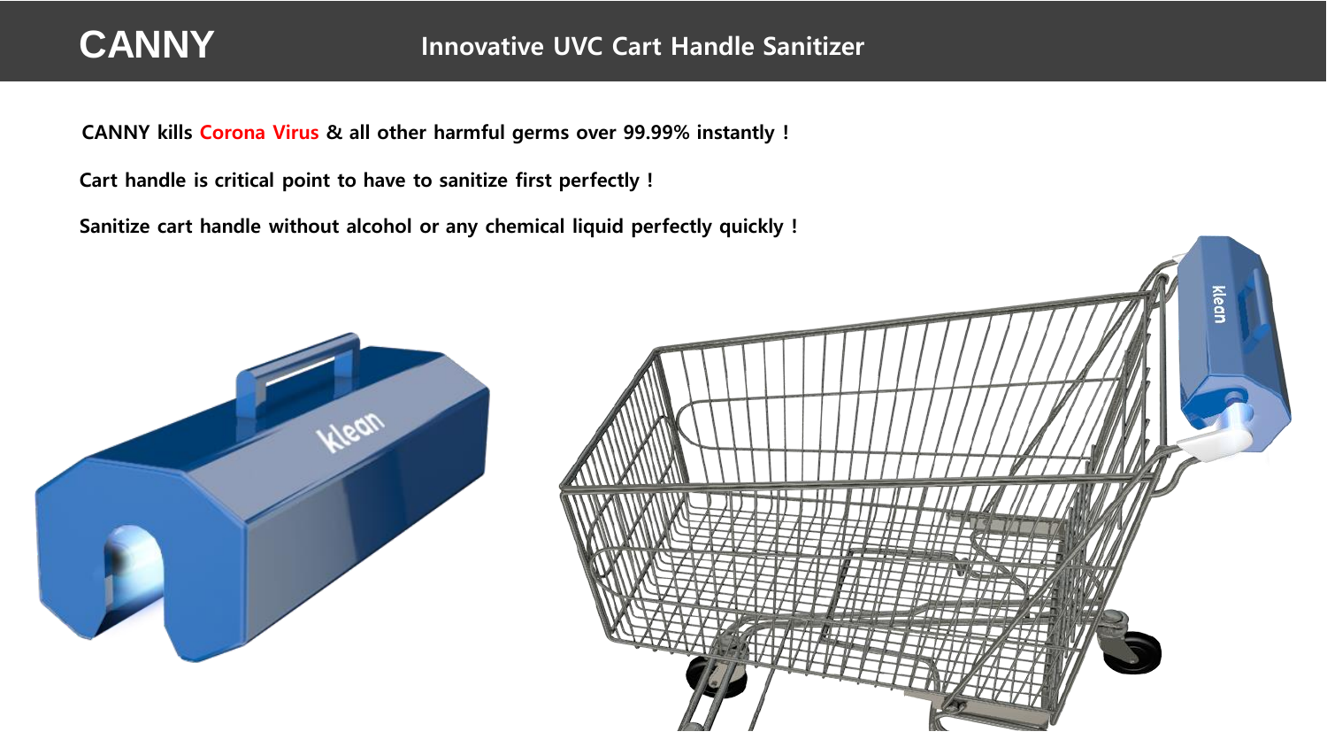# CANNY

## Innovative UVC Cart Handle Sanitizer

**CANNY kills Corona Virus & all other harmful germs over 99.99% instantly !**

**Cart handle is critical point to have to sanitize first perfectly !**

**Sanitize cart handle without alcohol or any chemical liquid perfectly quickly !**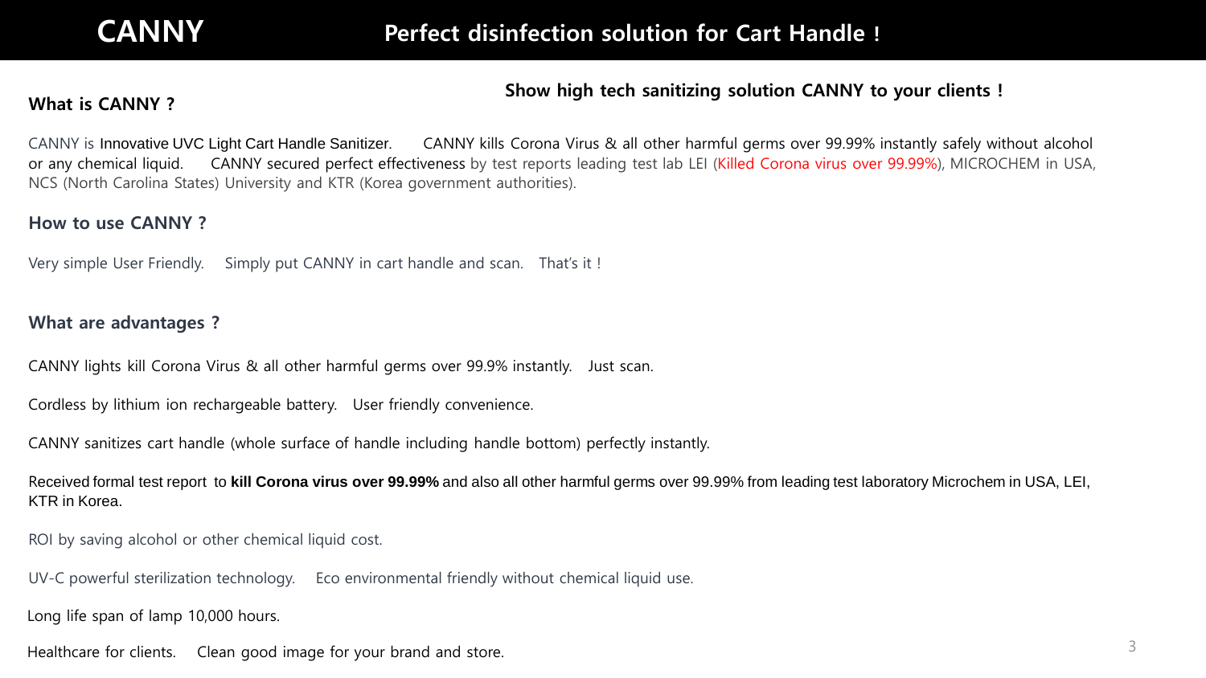# CANNY

## Perfect disinfection solution for Cart Handle !

### Show high tech sanitizing solution CANNY to your clients !

### What is CANNY ?

CANNY is Innovative UVC Light Cart Handle Sanitizer. CANNY kills Corona Virus & all other harmful germs over 99.99% instantly safely without alcohol or any chemical liquid. CANNY secured perfect effectiveness by test reports leading test lab LEI (Killed Corona virus over 99.99%), MICROCHEM in USA, NCS (North Carolina States) University and KTR (Korea government authorities).

### How to use CANNY ?

Very simple User Friendly. Simply put CANNY in cart handle and scan. That's it !

### What are advantages ?

CANNY lights kill Corona Virus & all other harmful germs over 99.9% instantly. Just scan.

Cordless by lithium ion rechargeable battery. User friendly convenience.

CANNY sanitizes cart handle (whole surface of handle including handle bottom) perfectly instantly.

Received formal test report to **kill Corona virus over 99.99%** and also all other harmful germs over 99.99% from leading test laboratory Microchem in USA, LEI, KTR in Korea.

ROI by saving alcohol or other chemical liquid cost.

UV-C powerful sterilization technology. Eco environmental friendly without chemical liquid use.

Long life span of lamp 10,000 hours.

Healthcare for clients. Clean good image for your brand and store.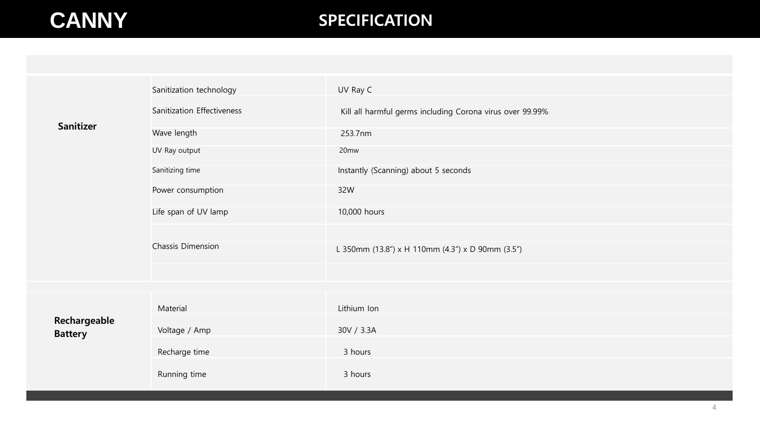# CANNY

## SPECIFICATION

| | | |
|---|---|---|
| **Sanitizer** | Sanitization technology | UV Ray C |
| | Sanitization Effectiveness | Kill all harmful germs including Corona virus over 99.99% |
| | Wave length | 253.7nm |
| | UV Ray output | 20mw |
| | Sanitizing time | Instantly (Scanning) about 5 seconds |
| | Power consumption | 32W |
| | Life span of UV lamp | 10,000 hours |
| | | |
| | Chassis Dimension | L 350mm (13.8") x H 110mm (4.3") x D 90mm (3.5") |
| | | |
| **Rechargeable Battery** | Material | Lithium Ion |
| | Voltage / Amp | 30V / 3.3A |
| | Recharge time | 3 hours |
| | Running time | 3 hours |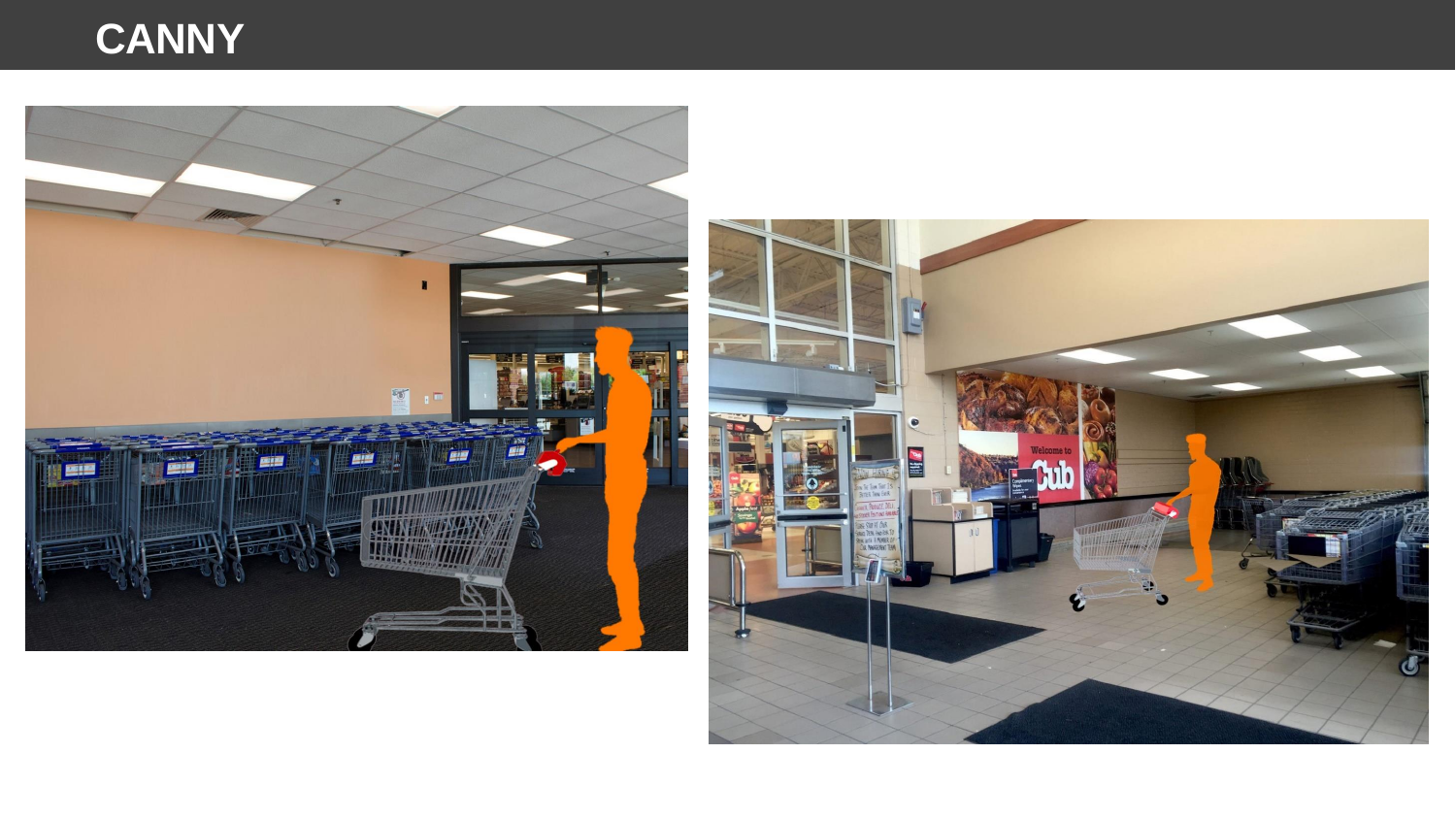# CANNY